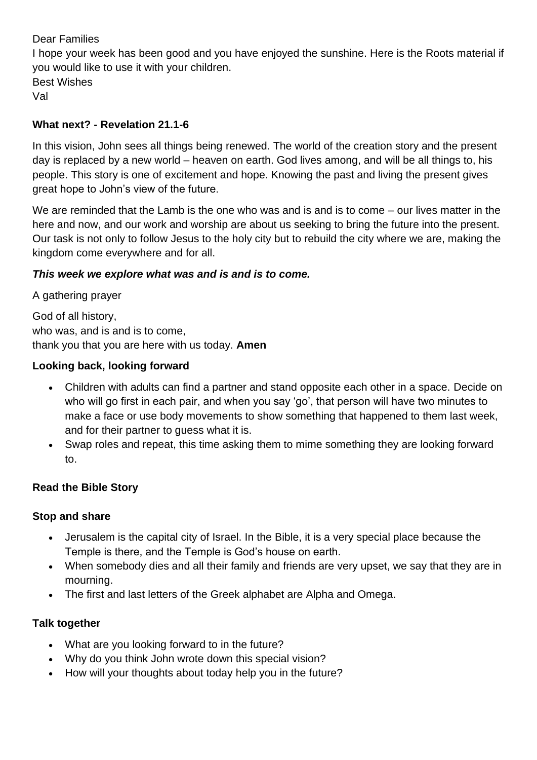Dear Families

I hope your week has been good and you have enjoyed the sunshine. Here is the Roots material if you would like to use it with your children.

Best Wishes

Val

**What next? - Revelation 21.1-6**

In this vision, John sees all things being renewed. The world of the creation story and the present day is replaced by a new world – heaven on earth. God lives among, and will be all things to, his people. This story is one of excitement and hope. Knowing the past and living the present gives great hope to John's view of the future.

We are reminded that the Lamb is the one who was and is and is to come – our lives matter in the here and now, and our work and worship are about us seeking to bring the future into the present. Our task is not only to follow Jesus to the holy city but to rebuild the city where we are, making the kingdom come everywhere and for all.

***This week we explore what was and is and is to come.***

A gathering prayer

God of all history,
who was, and is and is to come,
thank you that you are here with us today. **Amen**

**Looking back, looking forward**

- Children with adults can find a partner and stand opposite each other in a space. Decide on who will go first in each pair, and when you say 'go', that person will have two minutes to make a face or use body movements to show something that happened to them last week, and for their partner to guess what it is.
- Swap roles and repeat, this time asking them to mime something they are looking forward to.

**Read the Bible Story**

**Stop and share**

- Jerusalem is the capital city of Israel. In the Bible, it is a very special place because the Temple is there, and the Temple is God's house on earth.
- When somebody dies and all their family and friends are very upset, we say that they are in mourning.
- The first and last letters of the Greek alphabet are Alpha and Omega.

**Talk together**

- What are you looking forward to in the future?
- Why do you think John wrote down this special vision?
- How will your thoughts about today help you in the future?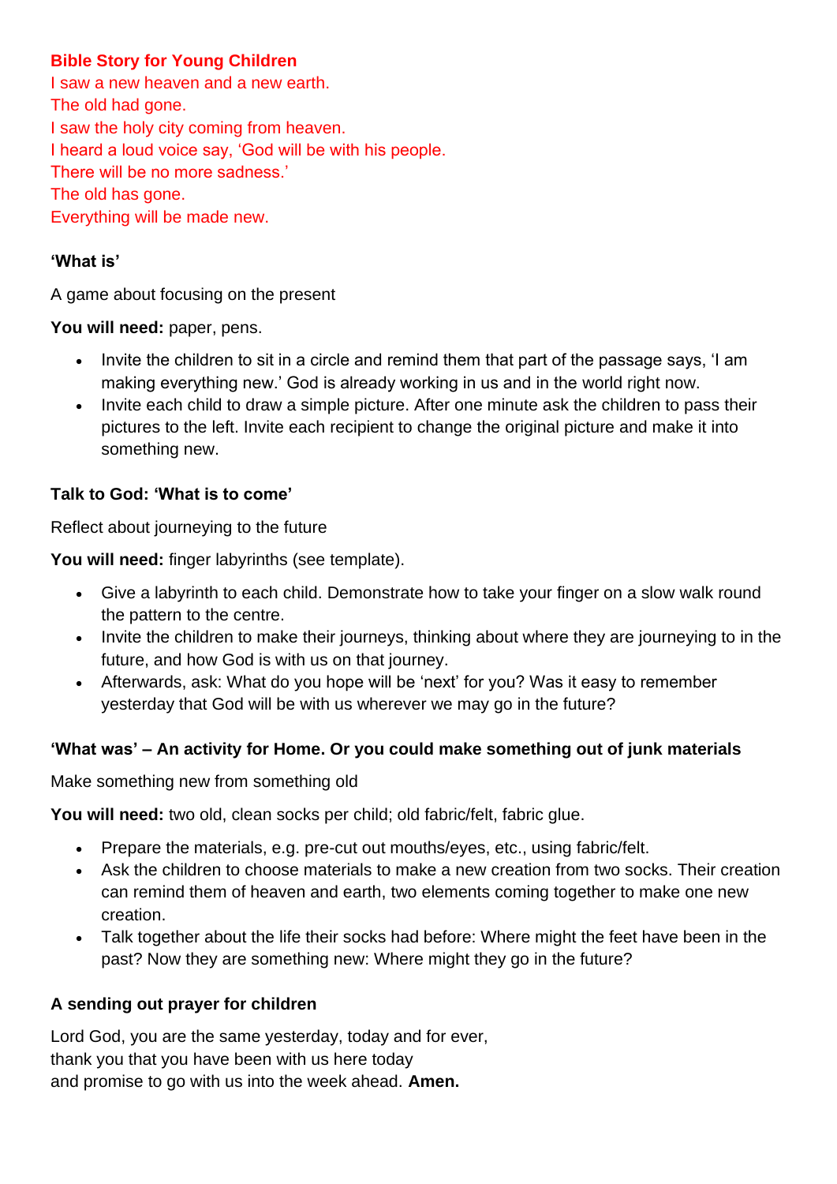**Bible Story for Young Children**

I saw a new heaven and a new earth.
The old had gone.
I saw the holy city coming from heaven.
I heard a loud voice say, 'God will be with his people.
There will be no more sadness.'
The old has gone.
Everything will be made new.

**'What is'**

A game about focusing on the present

**You will need:** paper, pens.

- Invite the children to sit in a circle and remind them that part of the passage says, 'I am making everything new.' God is already working in us and in the world right now.
- Invite each child to draw a simple picture. After one minute ask the children to pass their pictures to the left. Invite each recipient to change the original picture and make it into something new.

**Talk to God: 'What is to come'**

Reflect about journeying to the future

**You will need:** finger labyrinths (see template).

- Give a labyrinth to each child. Demonstrate how to take your finger on a slow walk round the pattern to the centre.
- Invite the children to make their journeys, thinking about where they are journeying to in the future, and how God is with us on that journey.
- Afterwards, ask: What do you hope will be 'next' for you? Was it easy to remember yesterday that God will be with us wherever we may go in the future?

**'What was' – An activity for Home. Or you could make something out of junk materials**

Make something new from something old

**You will need:** two old, clean socks per child; old fabric/felt, fabric glue.

- Prepare the materials, e.g. pre-cut out mouths/eyes, etc., using fabric/felt.
- Ask the children to choose materials to make a new creation from two socks. Their creation can remind them of heaven and earth, two elements coming together to make one new creation.
- Talk together about the life their socks had before: Where might the feet have been in the past? Now they are something new: Where might they go in the future?

**A sending out prayer for children**

Lord God, you are the same yesterday, today and for ever,
thank you that you have been with us here today
and promise to go with us into the week ahead. **Amen.**